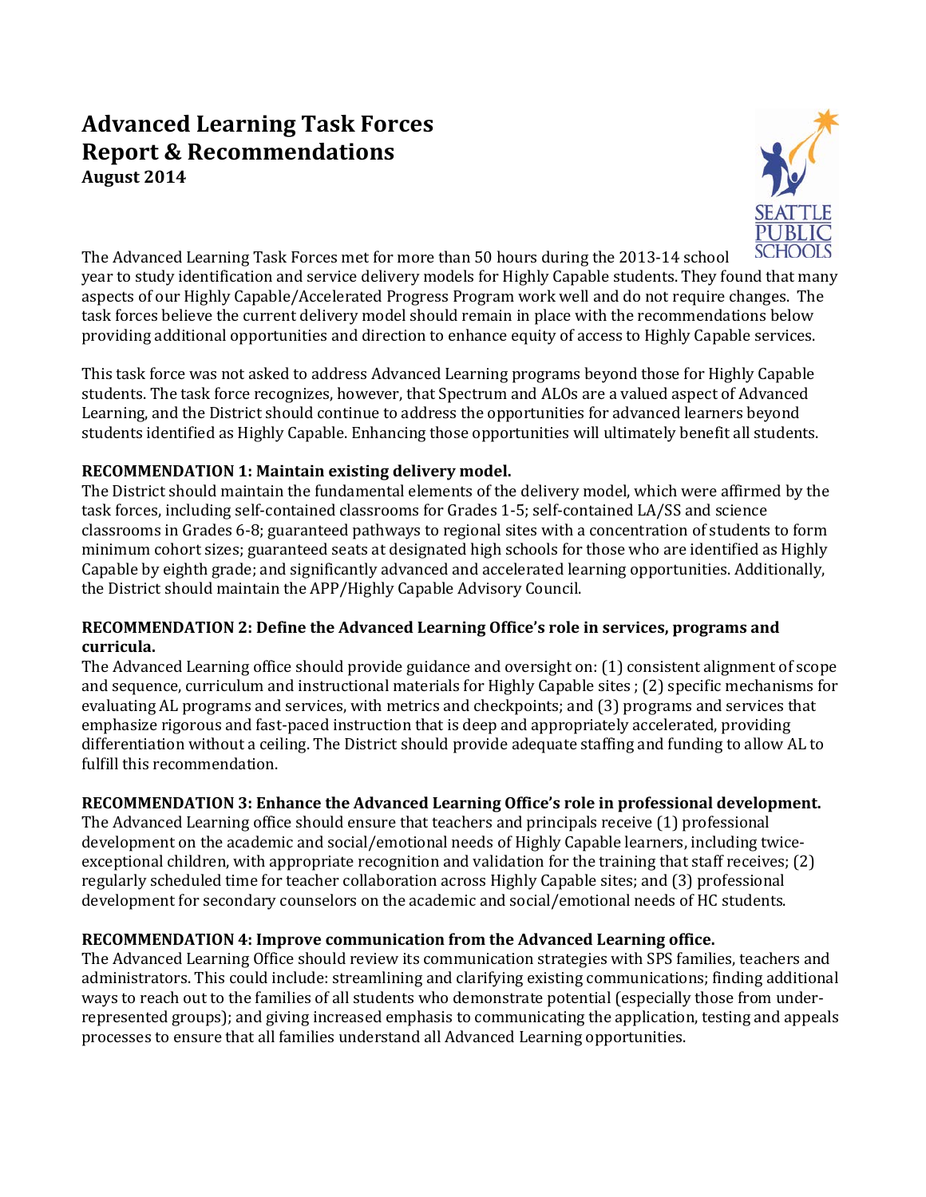# Advanced Learning Task Forces Report & Recommendations

**August 2014**

The Advanced Learning Task Forces met for more than 50 hours during the 2013-14 school year to study identification and service delivery models for Highly Capable students. They found that many aspects of our Highly Capable/Accelerated Progress Program work well and do not require changes. The task forces believe the current delivery model should remain in place with the recommendations below providing additional opportunities and direction to enhance equity of access to Highly Capable services.

This task force was not asked to address Advanced Learning programs beyond those for Highly Capable students. The task force recognizes, however, that Spectrum and ALOs are a valued aspect of Advanced Learning, and the District should continue to address the opportunities for advanced learners beyond students identified as Highly Capable. Enhancing those opportunities will ultimately benefit all students.

**RECOMMENDATION 1: Maintain existing delivery model.**

The District should maintain the fundamental elements of the delivery model, which were affirmed by the task forces, including self-contained classrooms for Grades 1-5; self-contained LA/SS and science classrooms in Grades 6-8; guaranteed pathways to regional sites with a concentration of students to form minimum cohort sizes; guaranteed seats at designated high schools for those who are identified as Highly Capable by eighth grade; and significantly advanced and accelerated learning opportunities. Additionally, the District should maintain the APP/Highly Capable Advisory Council.

**RECOMMENDATION 2: Define the Advanced Learning Office's role in services, programs and curricula.**

The Advanced Learning office should provide guidance and oversight on: (1) consistent alignment of scope and sequence, curriculum and instructional materials for Highly Capable sites ; (2) specific mechanisms for evaluating AL programs and services, with metrics and checkpoints; and (3) programs and services that emphasize rigorous and fast-paced instruction that is deep and appropriately accelerated, providing differentiation without a ceiling. The District should provide adequate staffing and funding to allow AL to fulfill this recommendation.

**RECOMMENDATION 3: Enhance the Advanced Learning Office's role in professional development.**

The Advanced Learning office should ensure that teachers and principals receive (1) professional development on the academic and social/emotional needs of Highly Capable learners, including twice-exceptional children, with appropriate recognition and validation for the training that staff receives; (2) regularly scheduled time for teacher collaboration across Highly Capable sites; and (3) professional development for secondary counselors on the academic and social/emotional needs of HC students.

**RECOMMENDATION 4: Improve communication from the Advanced Learning office.**

The Advanced Learning Office should review its communication strategies with SPS families, teachers and administrators. This could include: streamlining and clarifying existing communications; finding additional ways to reach out to the families of all students who demonstrate potential (especially those from under-represented groups); and giving increased emphasis to communicating the application, testing and appeals processes to ensure that all families understand all Advanced Learning opportunities.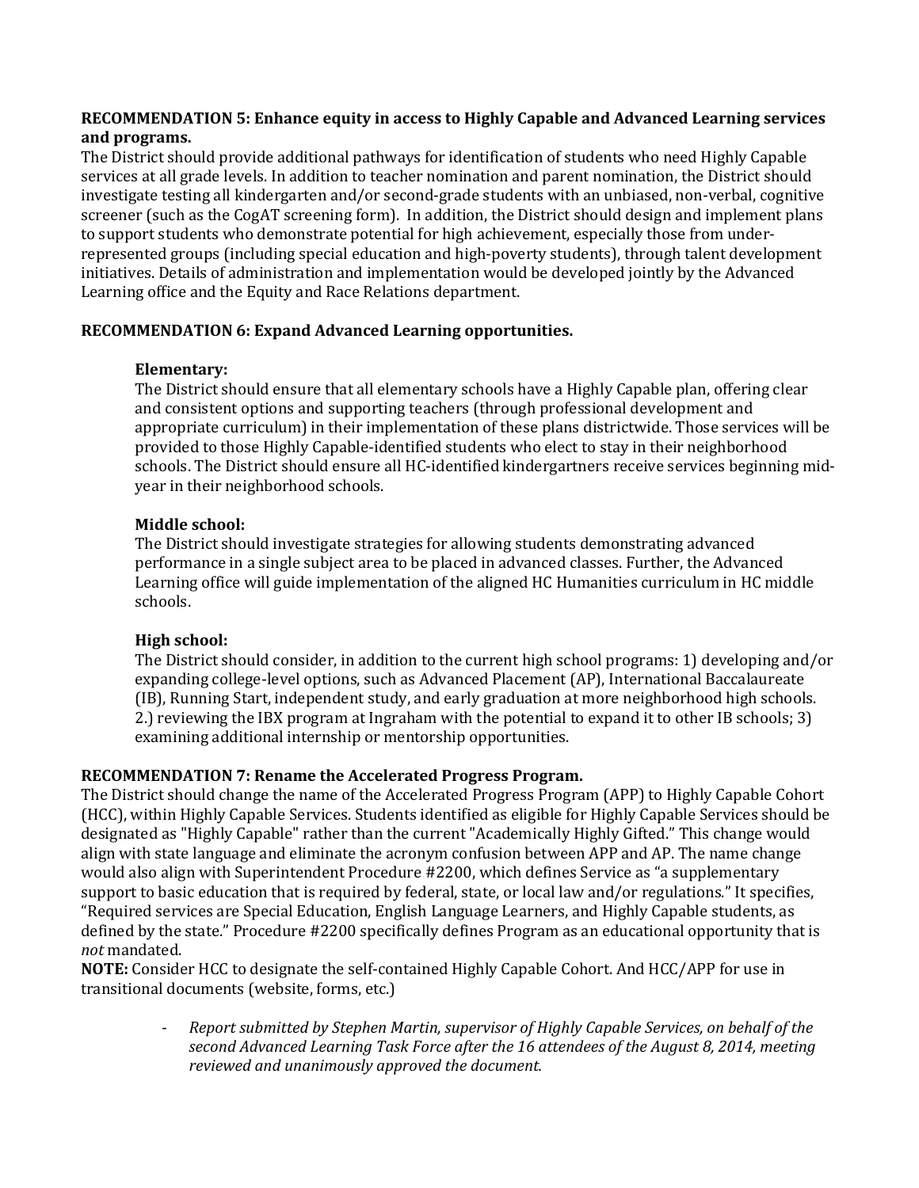**RECOMMENDATION 5: Enhance equity in access to Highly Capable and Advanced Learning services and programs.**

The District should provide additional pathways for identification of students who need Highly Capable services at all grade levels. In addition to teacher nomination and parent nomination, the District should investigate testing all kindergarten and/or second-grade students with an unbiased, non-verbal, cognitive screener (such as the CogAT screening form). In addition, the District should design and implement plans to support students who demonstrate potential for high achievement, especially those from under-represented groups (including special education and high-poverty students), through talent development initiatives. Details of administration and implementation would be developed jointly by the Advanced Learning office and the Equity and Race Relations department.

**RECOMMENDATION 6: Expand Advanced Learning opportunities.**

**Elementary:**

The District should ensure that all elementary schools have a Highly Capable plan, offering clear and consistent options and supporting teachers (through professional development and appropriate curriculum) in their implementation of these plans districtwide. Those services will be provided to those Highly Capable-identified students who elect to stay in their neighborhood schools. The District should ensure all HC-identified kindergartners receive services beginning mid-year in their neighborhood schools.

**Middle school:**

The District should investigate strategies for allowing students demonstrating advanced performance in a single subject area to be placed in advanced classes. Further, the Advanced Learning office will guide implementation of the aligned HC Humanities curriculum in HC middle schools.

**High school:**

The District should consider, in addition to the current high school programs: 1) developing and/or expanding college-level options, such as Advanced Placement (AP), International Baccalaureate (IB), Running Start, independent study, and early graduation at more neighborhood high schools. 2.) reviewing the IBX program at Ingraham with the potential to expand it to other IB schools; 3) examining additional internship or mentorship opportunities.

**RECOMMENDATION 7: Rename the Accelerated Progress Program.**

The District should change the name of the Accelerated Progress Program (APP) to Highly Capable Cohort (HCC), within Highly Capable Services. Students identified as eligible for Highly Capable Services should be designated as "Highly Capable" rather than the current "Academically Highly Gifted." This change would align with state language and eliminate the acronym confusion between APP and AP. The name change would also align with Superintendent Procedure #2200, which defines Service as "a supplementary support to basic education that is required by federal, state, or local law and/or regulations." It specifies, "Required services are Special Education, English Language Learners, and Highly Capable students, as defined by the state." Procedure #2200 specifically defines Program as an educational opportunity that is *not* mandated.

**NOTE:** Consider HCC to designate the self-contained Highly Capable Cohort. And HCC/APP for use in transitional documents (website, forms, etc.)

- *Report submitted by Stephen Martin, supervisor of Highly Capable Services, on behalf of the second Advanced Learning Task Force after the 16 attendees of the August 8, 2014, meeting reviewed and unanimously approved the document.*